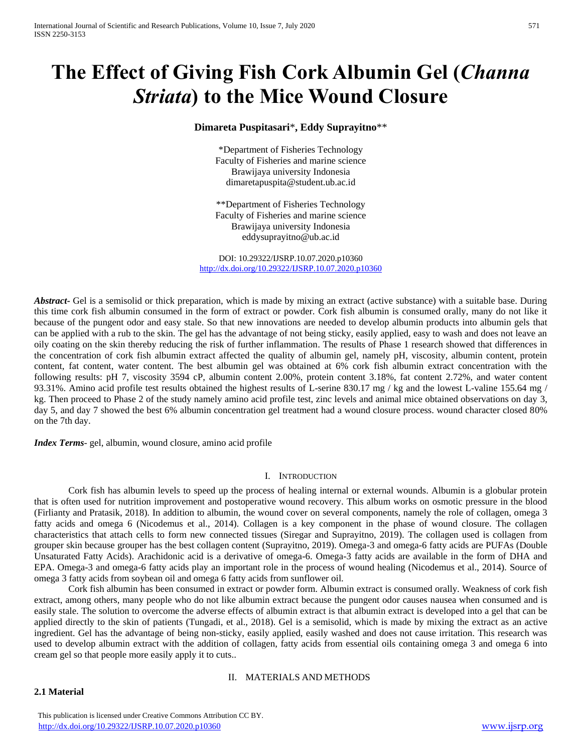# The Effect of Giving Fish Cork Albumin Gel (*Channa Striata*) to the Mice Wound Closure

**Dimareta Puspitasari***, **Eddy Suprayitno****

*Department of Fisheries Technology
Faculty of Fisheries and marine science
Brawijaya university Indonesia
dimaretapuspita@student.ub.ac.id

**Department of Fisheries Technology
Faculty of Fisheries and marine science
Brawijaya university Indonesia
eddysuprayitno@ub.ac.id

DOI: 10.29322/IJSRP.10.07.2020.p10360
http://dx.doi.org/10.29322/IJSRP.10.07.2020.p10360

***Abstract-*** Gel is a semisolid or thick preparation, which is made by mixing an extract (active substance) with a suitable base. During this time cork fish albumin consumed in the form of extract or powder. Cork fish albumin is consumed orally, many do not like it because of the pungent odor and easy stale. So that new innovations are needed to develop albumin products into albumin gels that can be applied with a rub to the skin. The gel has the advantage of not being sticky, easily applied, easy to wash and does not leave an oily coating on the skin thereby reducing the risk of further inflammation. The results of Phase 1 research showed that differences in the concentration of cork fish albumin extract affected the quality of albumin gel, namely pH, viscosity, albumin content, protein content, fat content, water content. The best albumin gel was obtained at 6% cork fish albumin extract concentration with the following results: pH 7, viscosity 3594 cP, albumin content 2.00%, protein content 3.18%, fat content 2.72%, and water content 93.31%. Amino acid profile test results obtained the highest results of L-serine 830.17 mg / kg and the lowest L-valine 155.64 mg / kg. Then proceed to Phase 2 of the study namely amino acid profile test, zinc levels and animal mice obtained observations on day 3, day 5, and day 7 showed the best 6% albumin concentration gel treatment had a wound closure process. wound character closed 80% on the 7th day.

***Index Terms-*** gel, albumin, wound closure, amino acid profile

## I. Introduction

Cork fish has albumin levels to speed up the process of healing internal or external wounds. Albumin is a globular protein that is often used for nutrition improvement and postoperative wound recovery. This album works on osmotic pressure in the blood (Firlianty and Pratasik, 2018). In addition to albumin, the wound cover on several components, namely the role of collagen, omega 3 fatty acids and omega 6 (Nicodemus et al., 2014). Collagen is a key component in the phase of wound closure. The collagen characteristics that attach cells to form new connected tissues (Siregar and Suprayitno, 2019). The collagen used is collagen from grouper skin because grouper has the best collagen content (Suprayitno, 2019). Omega-3 and omega-6 fatty acids are PUFAs (Double Unsaturated Fatty Acids). Arachidonic acid is a derivative of omega-6. Omega-3 fatty acids are available in the form of DHA and EPA. Omega-3 and omega-6 fatty acids play an important role in the process of wound healing (Nicodemus et al., 2014). Source of omega 3 fatty acids from soybean oil and omega 6 fatty acids from sunflower oil.

Cork fish albumin has been consumed in extract or powder form. Albumin extract is consumed orally. Weakness of cork fish extract, among others, many people who do not like albumin extract because the pungent odor causes nausea when consumed and is easily stale. The solution to overcome the adverse effects of albumin extract is that albumin extract is developed into a gel that can be applied directly to the skin of patients (Tungadi, et al., 2018). Gel is a semisolid, which is made by mixing the extract as an active ingredient. Gel has the advantage of being non-sticky, easily applied, easily washed and does not cause irritation. This research was used to develop albumin extract with the addition of collagen, fatty acids from essential oils containing omega 3 and omega 6 into cream gel so that people more easily apply it to cuts..

## II. Materials and Methods

### 2.1 Material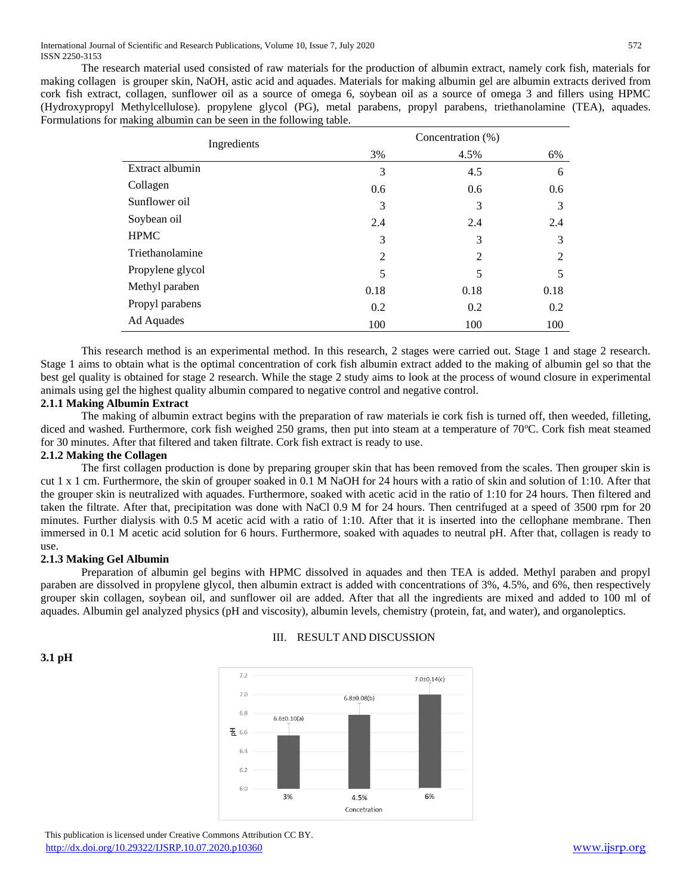The research material used consisted of raw materials for the production of albumin extract, namely cork fish, materials for making collagen is grouper skin, NaOH, astic acid and aquades. Materials for making albumin gel are albumin extracts derived from cork fish extract, collagen, sunflower oil as a source of omega 6, soybean oil as a source of omega 3 and fillers using HPMC (Hydroxypropyl Methylcellulose). propylene glycol (PG), metal parabens, propyl parabens, triethanolamine (TEA), aquades. Formulations for making albumin can be seen in the following table.

| Ingredients | Concentration (%) | | |
|---|---|---|---|
| | 3% | 4.5% | 6% |
| Extract albumin | 3 | 4.5 | 6 |
| Collagen | 0.6 | 0.6 | 0.6 |
| Sunflower oil | 3 | 3 | 3 |
| Soybean oil | 2.4 | 2.4 | 2.4 |
| HPMC | 3 | 3 | 3 |
| Triethanolamine | 2 | 2 | 2 |
| Propylene glycol | 5 | 5 | 5 |
| Methyl paraben | 0.18 | 0.18 | 0.18 |
| Propyl parabens | 0.2 | 0.2 | 0.2 |
| Ad Aquades | 100 | 100 | 100 |

This research method is an experimental method. In this research, 2 stages were carried out. Stage 1 and stage 2 research. Stage 1 aims to obtain what is the optimal concentration of cork fish albumin extract added to the making of albumin gel so that the best gel quality is obtained for stage 2 research. While the stage 2 study aims to look at the process of wound closure in experimental animals using gel the highest quality albumin compared to negative control and negative control.

### 2.1.1 Making Albumin Extract

The making of albumin extract begins with the preparation of raw materials ie cork fish is turned off, then weeded, filleting, diced and washed. Furthermore, cork fish weighed 250 grams, then put into steam at a temperature of 70°C. Cork fish meat steamed for 30 minutes. After that filtered and taken filtrate. Cork fish extract is ready to use.

### 2.1.2 Making the Collagen

The first collagen production is done by preparing grouper skin that has been removed from the scales. Then grouper skin is cut 1 x 1 cm. Furthermore, the skin of grouper soaked in 0.1 M NaOH for 24 hours with a ratio of skin and solution of 1:10. After that the grouper skin is neutralized with aquades. Furthermore, soaked with acetic acid in the ratio of 1:10 for 24 hours. Then filtered and taken the filtrate. After that, precipitation was done with NaCl 0.9 M for 24 hours. Then centrifuged at a speed of 3500 rpm for 20 minutes. Further dialysis with 0.5 M acetic acid with a ratio of 1:10. After that it is inserted into the cellophane membrane. Then immersed in 0.1 M acetic acid solution for 6 hours. Furthermore, soaked with aquades to neutral pH. After that, collagen is ready to use.

### 2.1.3 Making Gel Albumin

Preparation of albumin gel begins with HPMC dissolved in aquades and then TEA is added. Methyl paraben and propyl paraben are dissolved in propylene glycol, then albumin extract is added with concentrations of 3%, 4.5%, and 6%, then respectively grouper skin collagen, soybean oil, and sunflower oil are added. After that all the ingredients are mixed and added to 100 ml of aquades. Albumin gel analyzed physics (pH and viscosity), albumin levels, chemistry (protein, fat, and water), and organoleptics.

## III. RESULT AND DISCUSSION

### 3.1 pH

| Concetration | pH |
|---|---|
| 3% | 6.6±0.10(a) |
| 4.5% | 6.8±0.08(b) |
| 6% | 7.0±0.14(c) |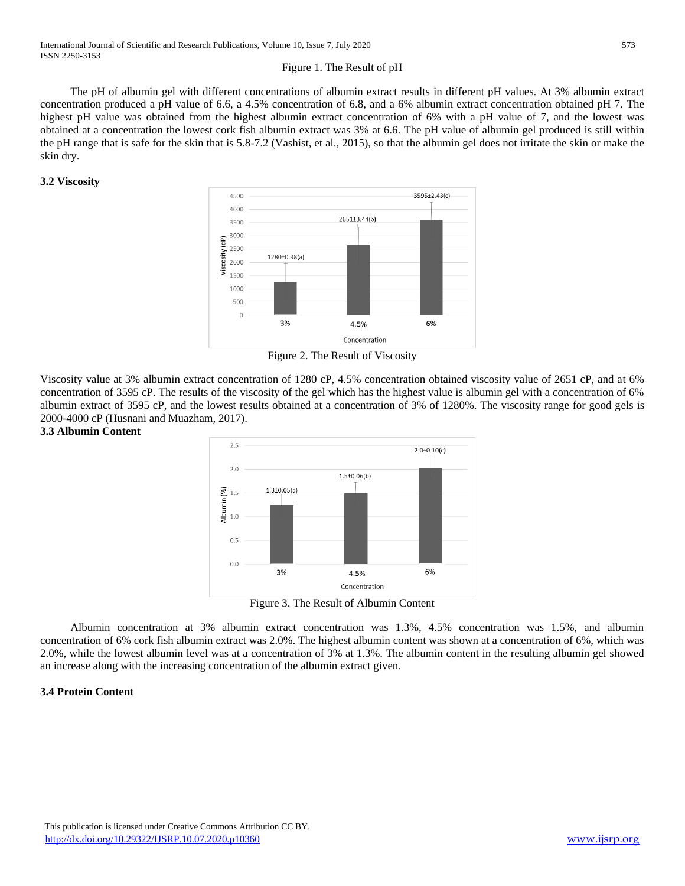Figure 1. The Result of pH

The pH of albumin gel with different concentrations of albumin extract results in different pH values. At 3% albumin extract concentration produced a pH value of 6.6, a 4.5% concentration of 6.8, and a 6% albumin extract concentration obtained pH 7. The highest pH value was obtained from the highest albumin extract concentration of 6% with a pH value of 7, and the lowest was obtained at a concentration the lowest cork fish albumin extract was 3% at 6.6. The pH value of albumin gel produced is still within the pH range that is safe for the skin that is 5.8-7.2 (Vashist, et al., 2015), so that the albumin gel does not irritate the skin or make the skin dry.

### 3.2 Viscosity

Figure 2. The Result of Viscosity

Viscosity value at 3% albumin extract concentration of 1280 cP, 4.5% concentration obtained viscosity value of 2651 cP, and at 6% concentration of 3595 cP. The results of the viscosity of the gel which has the highest value is albumin gel with a concentration of 6% albumin extract of 3595 cP, and the lowest results obtained at a concentration of 3% of 1280%. The viscosity range for good gels is 2000-4000 cP (Husnani and Muazham, 2017).

### 3.3 Albumin Content

Figure 3. The Result of Albumin Content

Albumin concentration at 3% albumin extract concentration was 1.3%, 4.5% concentration was 1.5%, and albumin concentration of 6% cork fish albumin extract was 2.0%. The highest albumin content was shown at a concentration of 6%, which was 2.0%, while the lowest albumin level was at a concentration of 3% at 1.3%. The albumin content in the resulting albumin gel showed an increase along with the increasing concentration of the albumin extract given.

### 3.4 Protein Content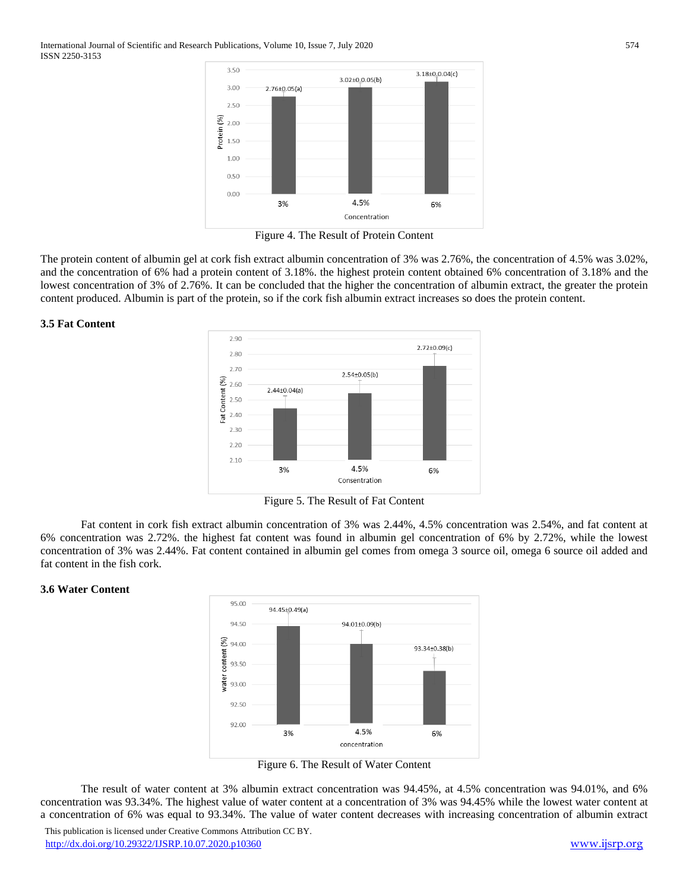Figure 4. The Result of Protein Content

The protein content of albumin gel at cork fish extract albumin concentration of 3% was 2.76%, the concentration of 4.5% was 3.02%, and the concentration of 6% had a protein content of 3.18%. the highest protein content obtained 6% concentration of 3.18% and the lowest concentration of 3% of 2.76%. It can be concluded that the higher the concentration of albumin extract, the greater the protein content produced. Albumin is part of the protein, so if the cork fish albumin extract increases so does the protein content.

### 3.5 Fat Content

Figure 5. The Result of Fat Content

Fat content in cork fish extract albumin concentration of 3% was 2.44%, 4.5% concentration was 2.54%, and fat content at 6% concentration was 2.72%. the highest fat content was found in albumin gel concentration of 6% by 2.72%, while the lowest concentration of 3% was 2.44%. Fat content contained in albumin gel comes from omega 3 source oil, omega 6 source oil added and fat content in the fish cork.

### 3.6 Water Content

Figure 6. The Result of Water Content

The result of water content at 3% albumin extract concentration was 94.45%, at 4.5% concentration was 94.01%, and 6% concentration was 93.34%. The highest value of water content at a concentration of 3% was 94.45% while the lowest water content at a concentration of 6% was equal to 93.34%. The value of water content decreases with increasing concentration of albumin extract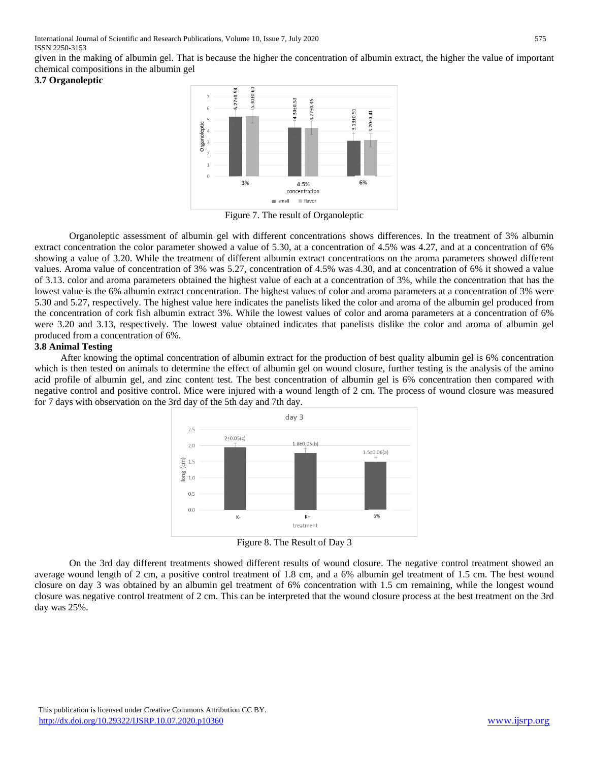given in the making of albumin gel. That is because the higher the concentration of albumin extract, the higher the value of important chemical compositions in the albumin gel

### 3.7 Organoleptic

Figure 7. The result of Organoleptic

Organoleptic assessment of albumin gel with different concentrations shows differences. In the treatment of 3% albumin extract concentration the color parameter showed a value of 5.30, at a concentration of 4.5% was 4.27, and at a concentration of 6% showing a value of 3.20. While the treatment of different albumin extract concentrations on the aroma parameters showed different values. Aroma value of concentration of 3% was 5.27, concentration of 4.5% was 4.30, and at concentration of 6% it showed a value of 3.13. color and aroma parameters obtained the highest value of each at a concentration of 3%, while the concentration that has the lowest value is the 6% albumin extract concentration. The highest values of color and aroma parameters at a concentration of 3% were 5.30 and 5.27, respectively. The highest value here indicates the panelists liked the color and aroma of the albumin gel produced from the concentration of cork fish albumin extract 3%. While the lowest values of color and aroma parameters at a concentration of 6% were 3.20 and 3.13, respectively. The lowest value obtained indicates that panelists dislike the color and aroma of albumin gel produced from a concentration of 6%.

### 3.8 Animal Testing

After knowing the optimal concentration of albumin extract for the production of best quality albumin gel is 6% concentration which is then tested on animals to determine the effect of albumin gel on wound closure, further testing is the analysis of the amino acid profile of albumin gel, and zinc content test. The best concentration of albumin gel is 6% concentration then compared with negative control and positive control. Mice were injured with a wound length of 2 cm. The process of wound closure was measured for 7 days with observation on the 3rd day of the 5th day and 7th day.

Figure 8. The Result of Day 3

On the 3rd day different treatments showed different results of wound closure. The negative control treatment showed an average wound length of 2 cm, a positive control treatment of 1.8 cm, and a 6% albumin gel treatment of 1.5 cm. The best wound closure on day 3 was obtained by an albumin gel treatment of 6% concentration with 1.5 cm remaining, while the longest wound closure was negative control treatment of 2 cm. This can be interpreted that the wound closure process at the best treatment on the 3rd day was 25%.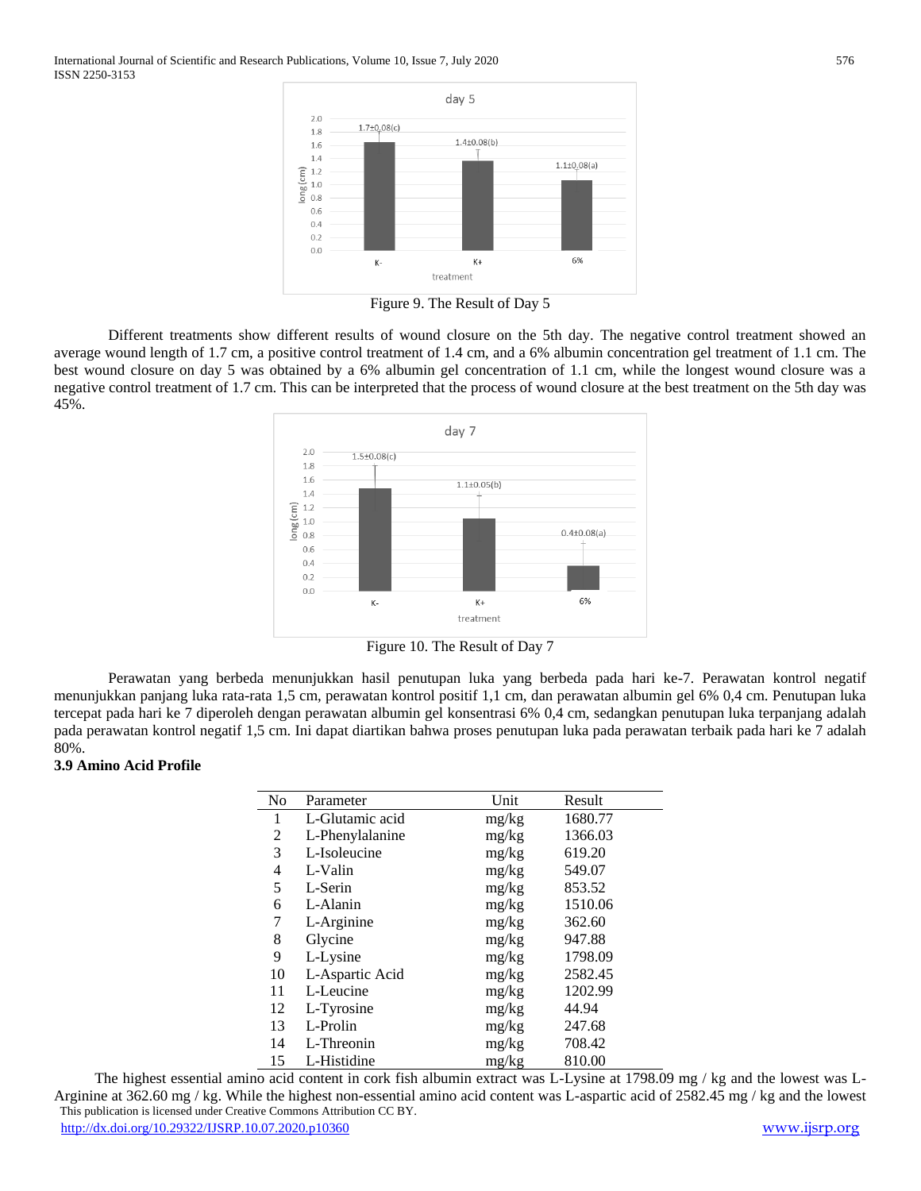Figure 9. The Result of Day 5

Different treatments show different results of wound closure on the 5th day. The negative control treatment showed an average wound length of 1.7 cm, a positive control treatment of 1.4 cm, and a 6% albumin concentration gel treatment of 1.1 cm. The best wound closure on day 5 was obtained by a 6% albumin gel concentration of 1.1 cm, while the longest wound closure was a negative control treatment of 1.7 cm. This can be interpreted that the process of wound closure at the best treatment on the 5th day was 45%.

Figure 10. The Result of Day 7

Perawatan yang berbeda menunjukkan hasil penutupan luka yang berbeda pada hari ke-7. Perawatan kontrol negatif menunjukkan panjang luka rata-rata 1,5 cm, perawatan kontrol positif 1,1 cm, dan perawatan albumin gel 6% 0,4 cm. Penutupan luka tercepat pada hari ke 7 diperoleh dengan perawatan albumin gel konsentrasi 6% 0,4 cm, sedangkan penutupan luka terpanjang adalah pada perawatan kontrol negatif 1,5 cm. Ini dapat diartikan bahwa proses penutupan luka pada perawatan terbaik pada hari ke 7 adalah 80%.

### 3.9 Amino Acid Profile

| No | Parameter | Unit | Result |
|---|---|---|---|
| 1 | L-Glutamic acid | mg/kg | 1680.77 |
| 2 | L-Phenylalanine | mg/kg | 1366.03 |
| 3 | L-Isoleucine | mg/kg | 619.20 |
| 4 | L-Valin | mg/kg | 549.07 |
| 5 | L-Serin | mg/kg | 853.52 |
| 6 | L-Alanin | mg/kg | 1510.06 |
| 7 | L-Arginine | mg/kg | 362.60 |
| 8 | Glycine | mg/kg | 947.88 |
| 9 | L-Lysine | mg/kg | 1798.09 |
| 10 | L-Aspartic Acid | mg/kg | 2582.45 |
| 11 | L-Leucine | mg/kg | 1202.99 |
| 12 | L-Tyrosine | mg/kg | 44.94 |
| 13 | L-Prolin | mg/kg | 247.68 |
| 14 | L-Threonin | mg/kg | 708.42 |
| 15 | L-Histidine | mg/kg | 810.00 |

The highest essential amino acid content in cork fish albumin extract was L-Lysine at 1798.09 mg / kg and the lowest was L-Arginine at 362.60 mg / kg. While the highest non-essential amino acid content was L-aspartic acid of 2582.45 mg / kg and the lowest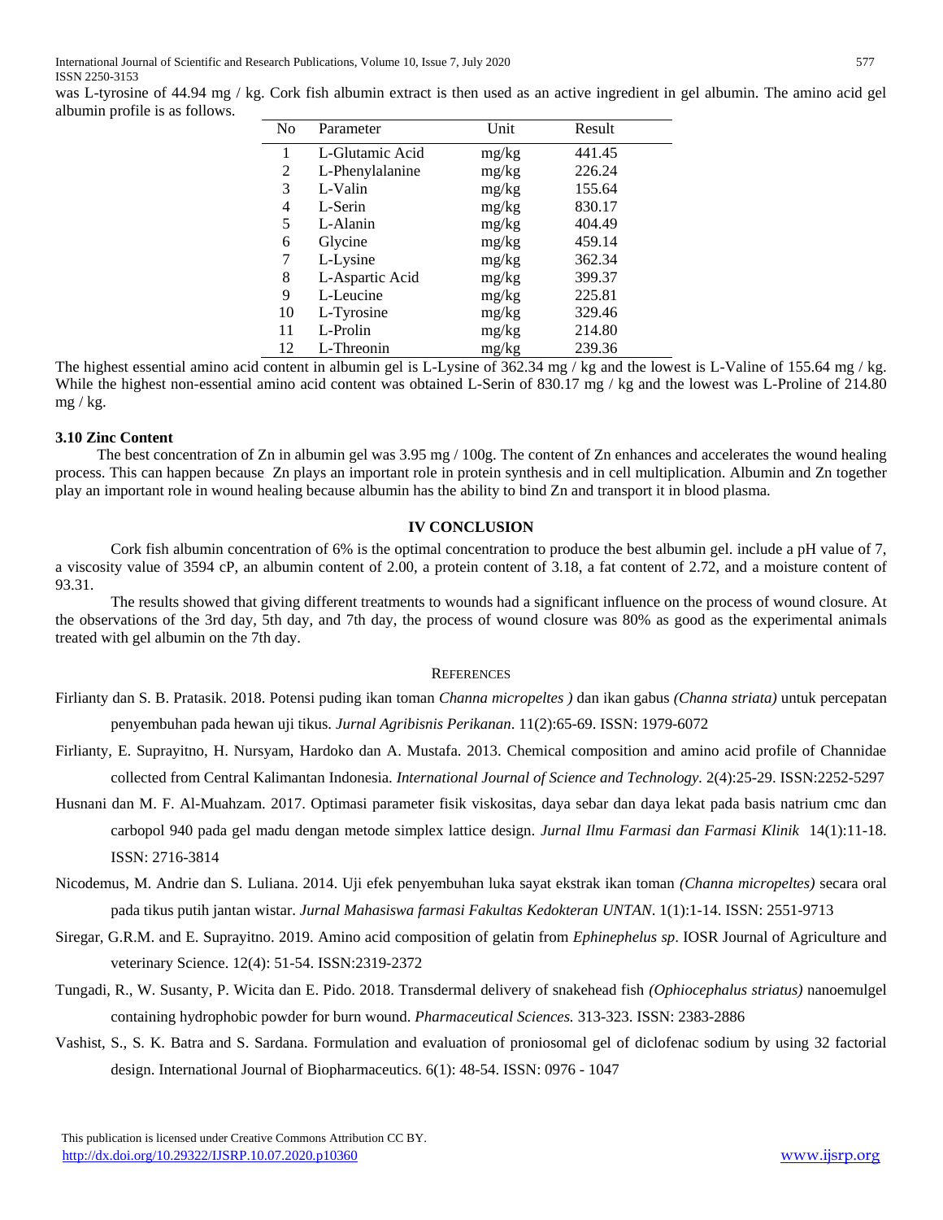was L-tyrosine of 44.94 mg / kg. Cork fish albumin extract is then used as an active ingredient in gel albumin. The amino acid gel albumin profile is as follows.

| No | Parameter | Unit | Result |
|---|---|---|---|
| 1 | L-Glutamic Acid | mg/kg | 441.45 |
| 2 | L-Phenylalanine | mg/kg | 226.24 |
| 3 | L-Valin | mg/kg | 155.64 |
| 4 | L-Serin | mg/kg | 830.17 |
| 5 | L-Alanin | mg/kg | 404.49 |
| 6 | Glycine | mg/kg | 459.14 |
| 7 | L-Lysine | mg/kg | 362.34 |
| 8 | L-Aspartic Acid | mg/kg | 399.37 |
| 9 | L-Leucine | mg/kg | 225.81 |
| 10 | L-Tyrosine | mg/kg | 329.46 |
| 11 | L-Prolin | mg/kg | 214.80 |
| 12 | L-Threonin | mg/kg | 239.36 |

The highest essential amino acid content in albumin gel is L-Lysine of 362.34 mg / kg and the lowest is L-Valine of 155.64 mg / kg. While the highest non-essential amino acid content was obtained L-Serin of 830.17 mg / kg and the lowest was L-Proline of 214.80 mg / kg.

### 3.10 Zinc Content

The best concentration of Zn in albumin gel was 3.95 mg / 100g. The content of Zn enhances and accelerates the wound healing process. This can happen because Zn plays an important role in protein synthesis and in cell multiplication. Albumin and Zn together play an important role in wound healing because albumin has the ability to bind Zn and transport it in blood plasma.

## IV CONCLUSION

Cork fish albumin concentration of 6% is the optimal concentration to produce the best albumin gel. include a pH value of 7, a viscosity value of 3594 cP, an albumin content of 2.00, a protein content of 3.18, a fat content of 2.72, and a moisture content of 93.31.

The results showed that giving different treatments to wounds had a significant influence on the process of wound closure. At the observations of the 3rd day, 5th day, and 7th day, the process of wound closure was 80% as good as the experimental animals treated with gel albumin on the 7th day.

## REFERENCES

Firlianty dan S. B. Pratasik. 2018. Potensi puding ikan toman *Channa micropeltes )* dan ikan gabus *(Channa striata)* untuk percepatan penyembuhan pada hewan uji tikus. *Jurnal Agribisnis Perikanan*. 11(2):65-69. ISSN: 1979-6072

Firlianty, E. Suprayitno, H. Nursyam, Hardoko dan A. Mustafa. 2013. Chemical composition and amino acid profile of Channidae collected from Central Kalimantan Indonesia. *International Journal of Science and Technology*. 2(4):25-29. ISSN:2252-5297

Husnani dan M. F. Al-Muahzam. 2017. Optimasi parameter fisik viskositas, daya sebar dan daya lekat pada basis natrium cmc dan carbopol 940 pada gel madu dengan metode simplex lattice design. *Jurnal Ilmu Farmasi dan Farmasi Klinik* 14(1):11-18. ISSN: 2716-3814

Nicodemus, M. Andrie dan S. Luliana. 2014. Uji efek penyembuhan luka sayat ekstrak ikan toman *(Channa micropeltes)* secara oral pada tikus putih jantan wistar. *Jurnal Mahasiswa farmasi Fakultas Kedokteran UNTAN*. 1(1):1-14. ISSN: 2551-9713

Siregar, G.R.M. and E. Suprayitno. 2019. Amino acid composition of gelatin from *Ephinephelus sp*. IOSR Journal of Agriculture and veterinary Science. 12(4): 51-54. ISSN:2319-2372

Tungadi, R., W. Susanty, P. Wicita dan E. Pido. 2018. Transdermal delivery of snakehead fish *(Ophiocephalus striatus)* nanoemulgel containing hydrophobic powder for burn wound. *Pharmaceutical Sciences.* 313-323. ISSN: 2383-2886

Vashist, S., S. K. Batra and S. Sardana. Formulation and evaluation of proniosomal gel of diclofenac sodium by using 32 factorial design. International Journal of Biopharmaceutics. 6(1): 48-54. ISSN: 0976 - 1047